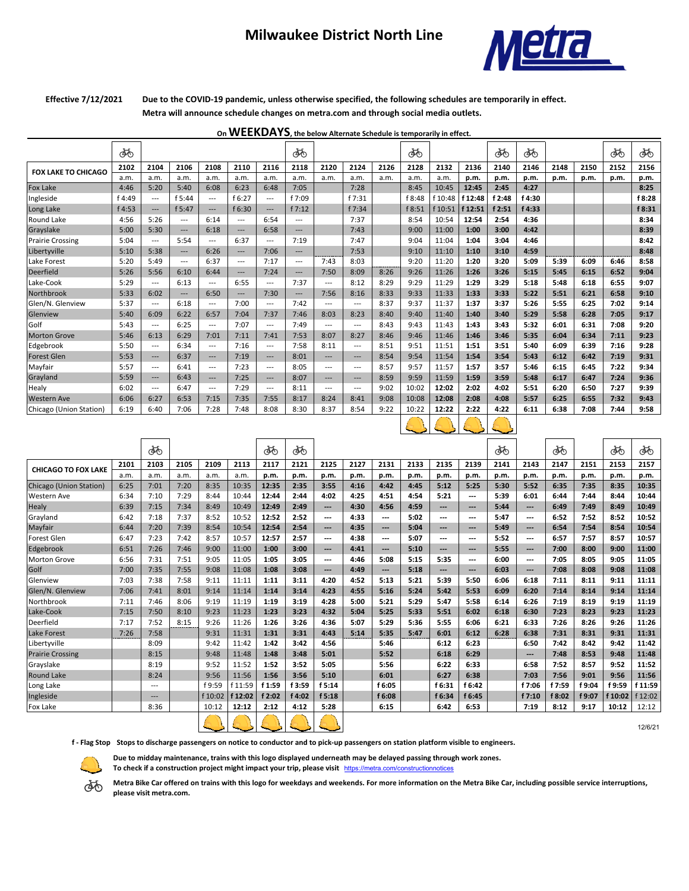# Milwaukee District North Line

**Metra**

**Effective 7/12/2021** — **Due to the COVID-19 pandemic, unless otherwise specified, the following schedules are temporarily in effect. Metra will announce schedule changes on metra.com and through social media outlets.**

On **WEEKDAYS**, the below Alternate Schedule is temporarily in effect.

| FOX LAKE TO CHICAGO | 2102 | 2104 | 2106 | 2108 | 2110 | 2116 | 2118 | 2120 | 2124 | 2126 | 2128 | 2132 | 2136 | 2140 | 2146 | 2148 | 2150 | 2152 | 2156 |
|---|---|---|---|---|---|---|---|---|---|---|---|---|---|---|---|---|---|---|---|
| Bike Car | 🚲 | | | | | | 🚲 | | | | 🚲 | | | 🚲 | 🚲 | | | 🚲 | 🚲 |
| | a.m. | a.m. | a.m. | a.m. | a.m. | a.m. | a.m. | a.m. | a.m. | a.m. | a.m. | a.m. | p.m. | p.m. | p.m. | p.m. | p.m. | p.m. | p.m. |
| Fox Lake | 4:46 | 5:20 | 5:40 | 6:08 | 6:23 | 6:48 | 7:05 | | 7:28 | | 8:45 | 10:45 | 12:45 | 2:45 | 4:27 | | | | 8:25 |
| Ingleside | f 4:49 | --- | f 5:44 | --- | f 6:27 | --- | f 7:09 | | f 7:31 | | f 8:48 | f 10:48 | f 12:48 | f 2:48 | f 4:30 | | | | f 8:28 |
| Long Lake | f 4:53 | --- | f 5:47 | --- | f 6:30 | --- | f 7:12 | | f 7:34 | | f 8:51 | f 10:51 | f 12:51 | f 2:51 | f 4:33 | | | | f 8:31 |
| Round Lake | 4:56 | 5:26 | --- | 6:14 | --- | 6:54 | --- | | 7:37 | | 8:54 | 10:54 | 12:54 | 2:54 | 4:36 | | | | 8:34 |
| Grayslake | 5:00 | 5:30 | --- | 6:18 | --- | 6:58 | --- | | 7:43 | | 9:00 | 11:00 | 1:00 | 3:00 | 4:42 | | | | 8:39 |
| Prairie Crossing | 5:04 | --- | 5:54 | --- | 6:37 | --- | 7:19 | | 7:47 | | 9:04 | 11:04 | 1:04 | 3:04 | 4:46 | | | | 8:42 |
| Libertyville | 5:10 | 5:38 | --- | 6:26 | --- | 7:06 | --- | | 7:53 | | 9:10 | 11:10 | 1:10 | 3:10 | 4:59 | | | | 8:48 |
| Lake Forest | 5:20 | 5:49 | --- | 6:37 | --- | 7:17 | --- | 7:43 | 8:03 | | 9:20 | 11:20 | 1:20 | 3:20 | 5:09 | 5:39 | 6:09 | 6:46 | 8:58 |
| Deerfield | 5:26 | 5:56 | 6:10 | 6:44 | --- | 7:24 | --- | 7:50 | 8:09 | 8:26 | 9:26 | 11:26 | 1:26 | 3:26 | 5:15 | 5:45 | 6:15 | 6:52 | 9:04 |
| Lake-Cook | 5:29 | --- | 6:13 | --- | 6:55 | --- | 7:37 | --- | 8:12 | 8:29 | 9:29 | 11:29 | 1:29 | 3:29 | 5:18 | 5:48 | 6:18 | 6:55 | 9:07 |
| Northbrook | 5:33 | 6:02 | --- | 6:50 | --- | 7:30 | --- | 7:56 | 8:16 | 8:33 | 9:33 | 11:33 | 1:33 | 3:33 | 5:22 | 5:51 | 6:21 | 6:58 | 9:10 |
| Glen/N. Glenview | 5:37 | --- | 6:18 | --- | 7:00 | --- | 7:42 | --- | --- | 8:37 | 9:37 | 11:37 | 1:37 | 3:37 | 5:26 | 5:55 | 6:25 | 7:02 | 9:14 |
| Glenview | 5:40 | 6:09 | 6:22 | 6:57 | 7:04 | 7:37 | 7:46 | 8:03 | 8:23 | 8:40 | 9:40 | 11:40 | 1:40 | 3:40 | 5:29 | 5:58 | 6:28 | 7:05 | 9:17 |
| Golf | 5:43 | --- | 6:25 | --- | 7:07 | --- | 7:49 | --- | --- | 8:43 | 9:43 | 11:43 | 1:43 | 3:43 | 5:32 | 6:01 | 6:31 | 7:08 | 9:20 |
| Morton Grove | 5:46 | 6:13 | 6:29 | 7:01 | 7:11 | 7:41 | 7:53 | 8:07 | 8:27 | 8:46 | 9:46 | 11:46 | 1:46 | 3:46 | 5:35 | 6:04 | 6:34 | 7:11 | 9:23 |
| Edgebrook | 5:50 | --- | 6:34 | --- | 7:16 | --- | 7:58 | 8:11 | --- | 8:51 | 9:51 | 11:51 | 1:51 | 3:51 | 5:40 | 6:09 | 6:39 | 7:16 | 9:28 |
| Forest Glen | 5:53 | --- | 6:37 | --- | 7:19 | --- | 8:01 | --- | --- | 8:54 | 9:54 | 11:54 | 1:54 | 3:54 | 5:43 | 6:12 | 6:42 | 7:19 | 9:31 |
| Mayfair | 5:57 | --- | 6:41 | --- | 7:23 | --- | 8:05 | --- | --- | 8:57 | 9:57 | 11:57 | 1:57 | 3:57 | 5:46 | 6:15 | 6:45 | 7:22 | 9:34 |
| Grayland | 5:59 | --- | 6:43 | --- | 7:25 | --- | 8:07 | --- | --- | 8:59 | 9:59 | 11:59 | 1:59 | 3:59 | 5:48 | 6:17 | 6:47 | 7:24 | 9:36 |
| Healy | 6:02 | --- | 6:47 | --- | 7:29 | --- | 8:11 | --- | --- | 9:02 | 10:02 | 12:02 | 2:02 | 4:02 | 5:51 | 6:20 | 6:50 | 7:27 | 9:39 |
| Western Ave | 6:06 | 6:27 | 6:53 | 7:15 | 7:35 | 7:55 | 8:17 | 8:24 | 8:41 | 9:08 | 10:08 | 12:08 | 2:08 | 4:08 | 5:57 | 6:25 | 6:55 | 7:32 | 9:43 |
| Chicago (Union Station) | 6:19 | 6:40 | 7:06 | 7:28 | 7:48 | 8:08 | 8:30 | 8:37 | 8:54 | 9:22 | 10:22 | 12:22 | 2:22 | 4:22 | 6:11 | 6:38 | 7:08 | 7:44 | 9:58 |
| Work zone | | | | | | | | | | | ⛑ | ⛑ | ⛑ | ⛑ | | | | | |

| CHICAGO TO FOX LAKE | 2101 | 2103 | 2105 | 2109 | 2113 | 2117 | 2121 | 2125 | 2127 | 2131 | 2133 | 2135 | 2139 | 2141 | 2143 | 2147 | 2151 | 2153 | 2157 |
|---|---|---|---|---|---|---|---|---|---|---|---|---|---|---|---|---|---|---|---|
| Bike Car | | 🚲 | | | | 🚲 | 🚲 | | | | | | | 🚲 | | 🚲 | | 🚲 | 🚲 |
| | a.m. | a.m. | a.m. | a.m. | a.m. | p.m. | p.m. | p.m. | p.m. | p.m. | p.m. | p.m. | p.m. | p.m. | p.m. | p.m. | p.m. | p.m. | p.m. |
| Chicago (Union Station) | 6:25 | 7:01 | 7:20 | 8:35 | 10:35 | 12:35 | 2:35 | 3:55 | 4:16 | 4:42 | 4:45 | 5:12 | 5:25 | 5:30 | 5:52 | 6:35 | 7:35 | 8:35 | 10:35 |
| Western Ave | 6:34 | 7:10 | 7:29 | 8:44 | 10:44 | 12:44 | 2:44 | 4:02 | 4:25 | 4:51 | 4:54 | 5:21 | --- | 5:39 | 6:01 | 6:44 | 7:44 | 8:44 | 10:44 |
| Healy | 6:39 | 7:15 | 7:34 | 8:49 | 10:49 | 12:49 | 2:49 | --- | 4:30 | 4:56 | 4:59 | --- | --- | 5:44 | --- | 6:49 | 7:49 | 8:49 | 10:49 |
| Grayland | 6:42 | 7:18 | 7:37 | 8:52 | 10:52 | 12:52 | 2:52 | --- | 4:33 | --- | 5:02 | --- | --- | 5:47 | --- | 6:52 | 7:52 | 8:52 | 10:52 |
| Mayfair | 6:44 | 7:20 | 7:39 | 8:54 | 10:54 | 12:54 | 2:54 | --- | 4:35 | --- | 5:04 | --- | --- | 5:49 | --- | 6:54 | 7:54 | 8:54 | 10:54 |
| Forest Glen | 6:47 | 7:23 | 7:42 | 8:57 | 10:57 | 12:57 | 2:57 | --- | 4:38 | --- | 5:07 | --- | --- | 5:52 | --- | 6:57 | 7:57 | 8:57 | 10:57 |
| Edgebrook | 6:51 | 7:26 | 7:46 | 9:00 | 11:00 | 1:00 | 3:00 | --- | 4:41 | --- | 5:10 | --- | --- | 5:55 | --- | 7:00 | 8:00 | 9:00 | 11:00 |
| Morton Grove | 6:56 | 7:31 | 7:51 | 9:05 | 11:05 | 1:05 | 3:05 | --- | 4:46 | 5:08 | 5:15 | 5:35 | --- | 6:00 | --- | 7:05 | 8:05 | 9:05 | 11:05 |
| Golf | 7:00 | 7:35 | 7:55 | 9:08 | 11:08 | 1:08 | 3:08 | --- | 4:49 | --- | 5:18 | --- | --- | 6:03 | --- | 7:08 | 8:08 | 9:08 | 11:08 |
| Glenview | 7:03 | 7:38 | 7:58 | 9:11 | 11:11 | 1:11 | 3:11 | 4:20 | 4:52 | 5:13 | 5:21 | 5:39 | 5:50 | 6:06 | 6:18 | 7:11 | 8:11 | 9:11 | 11:11 |
| Glen/N. Glenview | 7:06 | 7:41 | 8:01 | 9:14 | 11:14 | 1:14 | 3:14 | 4:23 | 4:55 | 5:16 | 5:24 | 5:42 | 5:53 | 6:09 | 6:20 | 7:14 | 8:14 | 9:14 | 11:14 |
| Northbrook | 7:11 | 7:46 | 8:06 | 9:19 | 11:19 | 1:19 | 3:19 | 4:28 | 5:00 | 5:21 | 5:29 | 5:47 | 5:58 | 6:14 | 6:26 | 7:19 | 8:19 | 9:19 | 11:19 |
| Lake-Cook | 7:15 | 7:50 | 8:10 | 9:23 | 11:23 | 1:23 | 3:23 | 4:32 | 5:04 | 5:25 | 5:33 | 5:51 | 6:02 | 6:18 | 6:30 | 7:23 | 8:23 | 9:23 | 11:23 |
| Deerfield | 7:17 | 7:52 | 8:15 | 9:26 | 11:26 | 1:26 | 3:26 | 4:36 | 5:07 | 5:29 | 5:36 | 5:55 | 6:06 | 6:21 | 6:33 | 7:26 | 8:26 | 9:26 | 11:26 |
| Lake Forest | 7:26 | 7:58 | | 9:31 | 11:31 | 1:31 | 3:31 | 4:43 | 5:14 | 5:35 | 5:47 | 6:01 | 6:12 | 6:28 | 6:38 | 7:31 | 8:31 | 9:31 | 11:31 |
| Libertyville | | 8:09 | | 9:42 | 11:42 | 1:42 | 3:42 | 4:56 | | 5:46 | | 6:12 | 6:23 | | 6:50 | 7:42 | 8:42 | 9:42 | 11:42 |
| Prairie Crossing | | 8:15 | | 9:48 | 11:48 | 1:48 | 3:48 | 5:01 | | 5:52 | | 6:18 | 6:29 | | --- | 7:48 | 8:53 | 9:48 | 11:48 |
| Grayslake | | 8:19 | | 9:52 | 11:52 | 1:52 | 3:52 | 5:05 | | 5:56 | | 6:22 | 6:33 | | 6:58 | 7:52 | 8:57 | 9:52 | 11:52 |
| Round Lake | | 8:24 | | 9:56 | 11:56 | 1:56 | 3:56 | 5:10 | | 6:01 | | 6:27 | 6:38 | | 7:03 | 7:56 | 9:01 | 9:56 | 11:56 |
| Long Lake | | --- | | f 9:59 | f 11:59 | f 1:59 | f 3:59 | f 5:14 | | f 6:05 | | f 6:31 | f 6:42 | | f 7:06 | f 7:59 | f 9:04 | f 9:59 | f 11:59 |
| Ingleside | | --- | | f 10:02 | f 12:02 | f 2:02 | f 4:02 | f 5:18 | | f 6:08 | | f 6:34 | f 6:45 | | f 7:10 | f 8:02 | f 9:07 | f 10:02 | f 12:02 |
| Fox Lake | | 8:36 | | 10:12 | 12:12 | 2:12 | 4:12 | 5:28 | | 6:15 | | 6:42 | 6:53 | | 7:19 | 8:12 | 9:17 | 10:12 | 12:12 |
| Work zone | | | | ⛑ | ⛑ | ⛑ | ⛑ | ⛑ | | | | | | | | | | | |

12/6/21

**f - Flag Stop** Stops to discharge passengers on notice to conductor and to pick-up passengers on station platform visible to engineers.

⛑ **Due to midday maintenance, trains with this logo displayed underneath may be delayed passing through work zones. To check if a construction project might impact your trip, please visit** https://metra.com/constructionnotices

🚲 **Metra Bike Car offered on trains with this logo for weekdays and weekends. For more information on the Metra Bike Car, including possible service interruptions, please visit metra.com.**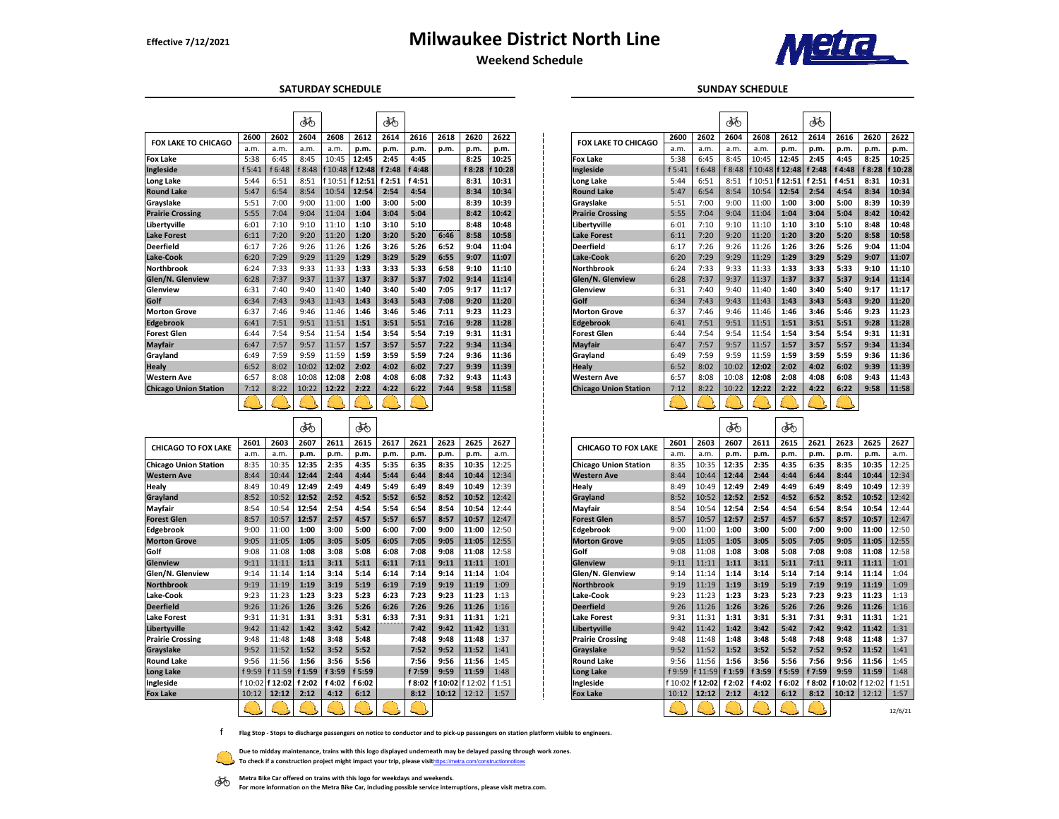**Effective 7/12/2021**

# Milwaukee District North Line

## Weekend Schedule

## SATURDAY SCHEDULE

### FOX LAKE TO CHICAGO

| FOX LAKE TO CHICAGO | 2600 | 2602 | 2604 | 2608 | 2612 | 2614 | 2616 | 2618 | 2620 | 2622 |
|---|---|---|---|---|---|---|---|---|---|---|
| Bike Car | | | 🚲 | | | 🚲 | | | | |
| | a.m. | a.m. | a.m. | a.m. | p.m. | p.m. | p.m. | p.m. | p.m. | p.m. |
| Fox Lake | 5:38 | 6:45 | 8:45 | 10:45 | 12:45 | 2:45 | 4:45 | | 8:25 | 10:25 |
| Ingleside | f 5:41 | f 6:48 | f 8:48 | f 10:48 | f 12:48 | f 2:48 | f 4:48 | | f 8:28 | f 10:28 |
| Long Lake | 5:44 | 6:51 | 8:51 | f 10:51 | f 12:51 | f 2:51 | f 4:51 | | 8:31 | 10:31 |
| Round Lake | 5:47 | 6:54 | 8:54 | 10:54 | 12:54 | 2:54 | 4:54 | | 8:34 | 10:34 |
| Grayslake | 5:51 | 7:00 | 9:00 | 11:00 | 1:00 | 3:00 | 5:00 | | 8:39 | 10:39 |
| Prairie Crossing | 5:55 | 7:04 | 9:04 | 11:04 | 1:04 | 3:04 | 5:04 | | 8:42 | 10:42 |
| Libertyville | 6:01 | 7:10 | 9:10 | 11:10 | 1:10 | 3:10 | 5:10 | | 8:48 | 10:48 |
| Lake Forest | 6:11 | 7:20 | 9:20 | 11:20 | 1:20 | 3:20 | 5:20 | 6:46 | 8:58 | 10:58 |
| Deerfield | 6:17 | 7:26 | 9:26 | 11:26 | 1:26 | 3:26 | 5:26 | 6:52 | 9:04 | 11:04 |
| Lake-Cook | 6:20 | 7:29 | 9:29 | 11:29 | 1:29 | 3:29 | 5:29 | 6:55 | 9:07 | 11:07 |
| Northbrook | 6:24 | 7:33 | 9:33 | 11:33 | 1:33 | 3:33 | 5:33 | 6:58 | 9:10 | 11:10 |
| Glen/N. Glenview | 6:28 | 7:37 | 9:37 | 11:37 | 1:37 | 3:37 | 5:37 | 7:02 | 9:14 | 11:14 |
| Glenview | 6:31 | 7:40 | 9:40 | 11:40 | 1:40 | 3:40 | 5:40 | 7:05 | 9:17 | 11:17 |
| Golf | 6:34 | 7:43 | 9:43 | 11:43 | 1:43 | 3:43 | 5:43 | 7:08 | 9:20 | 11:20 |
| Morton Grove | 6:37 | 7:46 | 9:46 | 11:46 | 1:46 | 3:46 | 5:46 | 7:11 | 9:23 | 11:23 |
| Edgebrook | 6:41 | 7:51 | 9:51 | 11:51 | 1:51 | 3:51 | 5:51 | 7:16 | 9:28 | 11:28 |
| Forest Glen | 6:44 | 7:54 | 9:54 | 11:54 | 1:54 | 3:54 | 5:54 | 7:19 | 9:31 | 11:31 |
| Mayfair | 6:47 | 7:57 | 9:57 | 11:57 | 1:57 | 3:57 | 5:57 | 7:22 | 9:34 | 11:34 |
| Grayland | 6:49 | 7:59 | 9:59 | 11:59 | 1:59 | 3:59 | 5:59 | 7:24 | 9:36 | 11:36 |
| Healy | 6:52 | 8:02 | 10:02 | 12:02 | 2:02 | 4:02 | 6:02 | 7:27 | 9:39 | 11:39 |
| Western Ave | 6:57 | 8:08 | 10:08 | 12:08 | 2:08 | 4:08 | 6:08 | 7:32 | 9:43 | 11:43 |
| Chicago Union Station | 7:12 | 8:22 | 10:22 | 12:22 | 2:22 | 4:22 | 6:22 | 7:44 | 9:58 | 11:58 |
| Midday maintenance | ⛑ | ⛑ | ⛑ | ⛑ | ⛑ | ⛑ | ⛑ | | | |

### CHICAGO TO FOX LAKE

| CHICAGO TO FOX LAKE | 2601 | 2603 | 2607 | 2611 | 2615 | 2617 | 2621 | 2623 | 2625 | 2627 |
|---|---|---|---|---|---|---|---|---|---|---|
| Bike Car | | | 🚲 | | 🚲 | | | | | |
| | a.m. | a.m. | p.m. | p.m. | p.m. | p.m. | p.m. | p.m. | p.m. | a.m. |
| Chicago Union Station | 8:35 | 10:35 | 12:35 | 2:35 | 4:35 | 5:35 | 6:35 | 8:35 | 10:35 | 12:25 |
| Western Ave | 8:44 | 10:44 | 12:44 | 2:44 | 4:44 | 5:44 | 6:44 | 8:44 | 10:44 | 12:34 |
| Healy | 8:49 | 10:49 | 12:49 | 2:49 | 4:49 | 5:49 | 6:49 | 8:49 | 10:49 | 12:39 |
| Grayland | 8:52 | 10:52 | 12:52 | 2:52 | 4:52 | 5:52 | 6:52 | 8:52 | 10:52 | 12:42 |
| Mayfair | 8:54 | 10:54 | 12:54 | 2:54 | 4:54 | 5:54 | 6:54 | 8:54 | 10:54 | 12:44 |
| Forest Glen | 8:57 | 10:57 | 12:57 | 2:57 | 4:57 | 5:57 | 6:57 | 8:57 | 10:57 | 12:47 |
| Edgebrook | 9:00 | 11:00 | 1:00 | 3:00 | 5:00 | 6:00 | 7:00 | 9:00 | 11:00 | 12:50 |
| Morton Grove | 9:05 | 11:05 | 1:05 | 3:05 | 5:05 | 6:05 | 7:05 | 9:05 | 11:05 | 12:55 |
| Golf | 9:08 | 11:08 | 1:08 | 3:08 | 5:08 | 6:08 | 7:08 | 9:08 | 11:08 | 12:58 |
| Glenview | 9:11 | 11:11 | 1:11 | 3:11 | 5:11 | 6:11 | 7:11 | 9:11 | 11:11 | 1:01 |
| Glen/N. Glenview | 9:14 | 11:14 | 1:14 | 3:14 | 5:14 | 6:14 | 7:14 | 9:14 | 11:14 | 1:04 |
| Northbrook | 9:19 | 11:19 | 1:19 | 3:19 | 5:19 | 6:19 | 7:19 | 9:19 | 11:19 | 1:09 |
| Lake-Cook | 9:23 | 11:23 | 1:23 | 3:23 | 5:23 | 6:23 | 7:23 | 9:23 | 11:23 | 1:13 |
| Deerfield | 9:26 | 11:26 | 1:26 | 3:26 | 5:26 | 6:26 | 7:26 | 9:26 | 11:26 | 1:16 |
| Lake Forest | 9:31 | 11:31 | 1:31 | 3:31 | 5:31 | 6:33 | 7:31 | 9:31 | 11:31 | 1:21 |
| Libertyville | 9:42 | 11:42 | 1:42 | 3:42 | 5:42 | | 7:42 | 9:42 | 11:42 | 1:31 |
| Prairie Crossing | 9:48 | 11:48 | 1:48 | 3:48 | 5:48 | | 7:48 | 9:48 | 11:48 | 1:37 |
| Grayslake | 9:52 | 11:52 | 1:52 | 3:52 | 5:52 | | 7:52 | 9:52 | 11:52 | 1:41 |
| Round Lake | 9:56 | 11:56 | 1:56 | 3:56 | 5:56 | | 7:56 | 9:56 | 11:56 | 1:45 |
| Long Lake | f 9:59 | f 11:59 | f 1:59 | f 3:59 | f 5:59 | | f 7:59 | 9:59 | 11:59 | 1:48 |
| Ingleside | f 10:02 | f 12:02 | f 2:02 | f 4:02 | f 6:02 | | f 8:02 | f 10:02 | f 12:02 | f 1:51 |
| Fox Lake | 10:12 | 12:12 | 2:12 | 4:12 | 6:12 | | 8:12 | 10:12 | 12:12 | 1:57 |
| Midday maintenance | ⛑ | ⛑ | ⛑ | ⛑ | ⛑ | ⛑ | ⛑ | | | |

## SUNDAY SCHEDULE

### FOX LAKE TO CHICAGO

| FOX LAKE TO CHICAGO | 2600 | 2602 | 2604 | 2608 | 2612 | 2614 | 2616 | 2620 | 2622 |
|---|---|---|---|---|---|---|---|---|---|
| Bike Car | | | 🚲 | | | 🚲 | | | |
| | a.m. | a.m. | a.m. | a.m. | p.m. | p.m. | p.m. | p.m. | p.m. |
| Fox Lake | 5:38 | 6:45 | 8:45 | 10:45 | 12:45 | 2:45 | 4:45 | 8:25 | 10:25 |
| Ingleside | f 5:41 | f 6:48 | f 8:48 | f 10:48 | f 12:48 | f 2:48 | f 4:48 | f 8:28 | f 10:28 |
| Long Lake | 5:44 | 6:51 | 8:51 | f 10:51 | f 12:51 | f 2:51 | f 4:51 | 8:31 | 10:31 |
| Round Lake | 5:47 | 6:54 | 8:54 | 10:54 | 12:54 | 2:54 | 4:54 | 8:34 | 10:34 |
| Grayslake | 5:51 | 7:00 | 9:00 | 11:00 | 1:00 | 3:00 | 5:00 | 8:39 | 10:39 |
| Prairie Crossing | 5:55 | 7:04 | 9:04 | 11:04 | 1:04 | 3:04 | 5:04 | 8:42 | 10:42 |
| Libertyville | 6:01 | 7:10 | 9:10 | 11:10 | 1:10 | 3:10 | 5:10 | 8:48 | 10:48 |
| Lake Forest | 6:11 | 7:20 | 9:20 | 11:20 | 1:20 | 3:20 | 5:20 | 8:58 | 10:58 |
| Deerfield | 6:17 | 7:26 | 9:26 | 11:26 | 1:26 | 3:26 | 5:26 | 9:04 | 11:04 |
| Lake-Cook | 6:20 | 7:29 | 9:29 | 11:29 | 1:29 | 3:29 | 5:29 | 9:07 | 11:07 |
| Northbrook | 6:24 | 7:33 | 9:33 | 11:33 | 1:33 | 3:33 | 5:33 | 9:10 | 11:10 |
| Glen/N. Glenview | 6:28 | 7:37 | 9:37 | 11:37 | 1:37 | 3:37 | 5:37 | 9:14 | 11:14 |
| Glenview | 6:31 | 7:40 | 9:40 | 11:40 | 1:40 | 3:40 | 5:40 | 9:17 | 11:17 |
| Golf | 6:34 | 7:43 | 9:43 | 11:43 | 1:43 | 3:43 | 5:43 | 9:20 | 11:20 |
| Morton Grove | 6:37 | 7:46 | 9:46 | 11:46 | 1:46 | 3:46 | 5:46 | 9:23 | 11:23 |
| Edgebrook | 6:41 | 7:51 | 9:51 | 11:51 | 1:51 | 3:51 | 5:51 | 9:28 | 11:28 |
| Forest Glen | 6:44 | 7:54 | 9:54 | 11:54 | 1:54 | 3:54 | 5:54 | 9:31 | 11:31 |
| Mayfair | 6:47 | 7:57 | 9:57 | 11:57 | 1:57 | 3:57 | 5:57 | 9:34 | 11:34 |
| Grayland | 6:49 | 7:59 | 9:59 | 11:59 | 1:59 | 3:59 | 5:59 | 9:36 | 11:36 |
| Healy | 6:52 | 8:02 | 10:02 | 12:02 | 2:02 | 4:02 | 6:02 | 9:39 | 11:39 |
| Western Ave | 6:57 | 8:08 | 10:08 | 12:08 | 2:08 | 4:08 | 6:08 | 9:43 | 11:43 |
| Chicago Union Station | 7:12 | 8:22 | 10:22 | 12:22 | 2:22 | 4:22 | 6:22 | 9:58 | 11:58 |
| Midday maintenance | ⛑ | ⛑ | ⛑ | ⛑ | ⛑ | ⛑ | ⛑ | | |

### CHICAGO TO FOX LAKE

| CHICAGO TO FOX LAKE | 2601 | 2603 | 2607 | 2611 | 2615 | 2621 | 2623 | 2625 | 2627 |
|---|---|---|---|---|---|---|---|---|---|
| Bike Car | | | 🚲 | | 🚲 | | | | |
| | a.m. | a.m. | p.m. | p.m. | p.m. | p.m. | p.m. | p.m. | a.m. |
| Chicago Union Station | 8:35 | 10:35 | 12:35 | 2:35 | 4:35 | 6:35 | 8:35 | 10:35 | 12:25 |
| Western Ave | 8:44 | 10:44 | 12:44 | 2:44 | 4:44 | 6:44 | 8:44 | 10:44 | 12:34 |
| Healy | 8:49 | 10:49 | 12:49 | 2:49 | 4:49 | 6:49 | 8:49 | 10:49 | 12:39 |
| Grayland | 8:52 | 10:52 | 12:52 | 2:52 | 4:52 | 6:52 | 8:52 | 10:52 | 12:42 |
| Mayfair | 8:54 | 10:54 | 12:54 | 2:54 | 4:54 | 6:54 | 8:54 | 10:54 | 12:44 |
| Forest Glen | 8:57 | 10:57 | 12:57 | 2:57 | 4:57 | 6:57 | 8:57 | 10:57 | 12:47 |
| Edgebrook | 9:00 | 11:00 | 1:00 | 3:00 | 5:00 | 7:00 | 9:00 | 11:00 | 12:50 |
| Morton Grove | 9:05 | 11:05 | 1:05 | 3:05 | 5:05 | 7:05 | 9:05 | 11:05 | 12:55 |
| Golf | 9:08 | 11:08 | 1:08 | 3:08 | 5:08 | 7:08 | 9:08 | 11:08 | 12:58 |
| Glenview | 9:11 | 11:11 | 1:11 | 3:11 | 5:11 | 7:11 | 9:11 | 11:11 | 1:01 |
| Glen/N. Glenview | 9:14 | 11:14 | 1:14 | 3:14 | 5:14 | 7:14 | 9:14 | 11:14 | 1:04 |
| Northbrook | 9:19 | 11:19 | 1:19 | 3:19 | 5:19 | 7:19 | 9:19 | 11:19 | 1:09 |
| Lake-Cook | 9:23 | 11:23 | 1:23 | 3:23 | 5:23 | 7:23 | 9:23 | 11:23 | 1:13 |
| Deerfield | 9:26 | 11:26 | 1:26 | 3:26 | 5:26 | 7:26 | 9:26 | 11:26 | 1:16 |
| Lake Forest | 9:31 | 11:31 | 1:31 | 3:31 | 5:31 | 7:31 | 9:31 | 11:31 | 1:21 |
| Libertyville | 9:42 | 11:42 | 1:42 | 3:42 | 5:42 | 7:42 | 9:42 | 11:42 | 1:31 |
| Prairie Crossing | 9:48 | 11:48 | 1:48 | 3:48 | 5:48 | 7:48 | 9:48 | 11:48 | 1:37 |
| Grayslake | 9:52 | 11:52 | 1:52 | 3:52 | 5:52 | 7:52 | 9:52 | 11:52 | 1:41 |
| Round Lake | 9:56 | 11:56 | 1:56 | 3:56 | 5:56 | 7:56 | 9:56 | 11:56 | 1:45 |
| Long Lake | f 9:59 | f 11:59 | f 1:59 | f 3:59 | f 5:59 | f 7:59 | 9:59 | 11:59 | 1:48 |
| Ingleside | f 10:02 | f 12:02 | f 2:02 | f 4:02 | f 6:02 | f 8:02 | f 10:02 | f 12:02 | f 1:51 |
| Fox Lake | 10:12 | 12:12 | 2:12 | 4:12 | 6:12 | 8:12 | 10:12 | 12:12 | 1:57 |
| Midday maintenance | ⛑ | ⛑ | ⛑ | ⛑ | ⛑ | ⛑ | ⛑ | | |

12/6/21

f **Flag Stop - Stops to discharge passengers on notice to conductor and to pick-up passengers on station platform visible to engineers.**

⛑ **Due to midday maintenance, trains with this logo displayed underneath may be delayed passing through work zones.**
**To check if a construction project might impact your trip, please visit** https://metra.com/constructionnotices

🚲 **Metra Bike Car offered on trains with this logo for weekdays and weekends.**
**For more information on the Metra Bike Car, including possible service interruptions, please visit metra.com.**